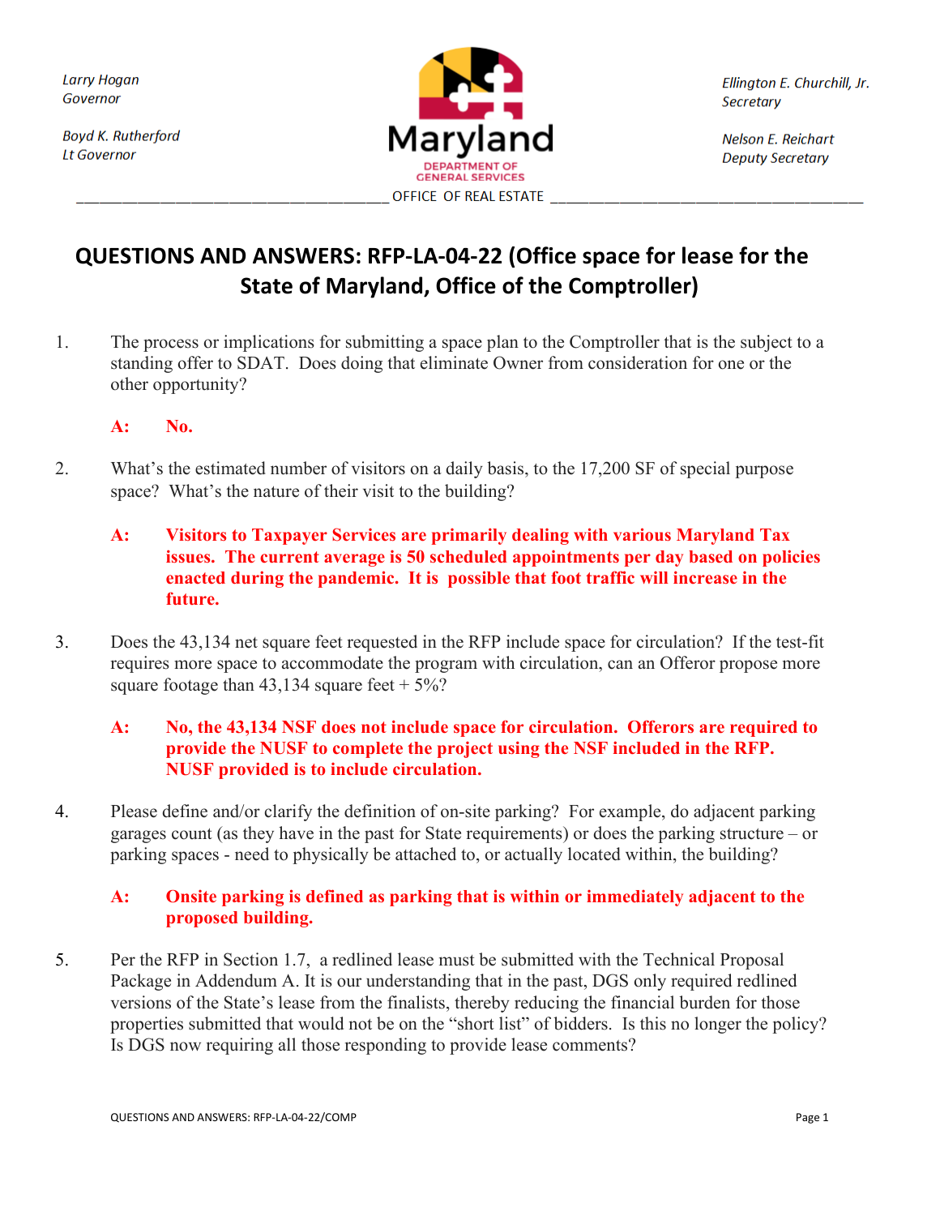Larry Hogan
Governor

Boyd K. Rutherford
Lt Governor

Maryland
DEPARTMENT OF GENERAL SERVICES

Ellington E. Churchill, Jr.
Secretary

Nelson E. Reichart
Deputy Secretary

OFFICE OF REAL ESTATE

# QUESTIONS AND ANSWERS: RFP-LA-04-22 (Office space for lease for the State of Maryland, Office of the Comptroller)

1. The process or implications for submitting a space plan to the Comptroller that is the subject to a standing offer to SDAT. Does doing that eliminate Owner from consideration for one or the other opportunity?

   **A: No.**

2. What's the estimated number of visitors on a daily basis, to the 17,200 SF of special purpose space? What's the nature of their visit to the building?

   **A: Visitors to Taxpayer Services are primarily dealing with various Maryland Tax issues. The current average is 50 scheduled appointments per day based on policies enacted during the pandemic. It is possible that foot traffic will increase in the future.**

3. Does the 43,134 net square feet requested in the RFP include space for circulation? If the test-fit requires more space to accommodate the program with circulation, can an Offeror propose more square footage than 43,134 square feet + 5%?

   **A: No, the 43,134 NSF does not include space for circulation. Offerors are required to provide the NUSF to complete the project using the NSF included in the RFP. NUSF provided is to include circulation.**

4. Please define and/or clarify the definition of on-site parking? For example, do adjacent parking garages count (as they have in the past for State requirements) or does the parking structure – or parking spaces - need to physically be attached to, or actually located within, the building?

   **A: Onsite parking is defined as parking that is within or immediately adjacent to the proposed building.**

5. Per the RFP in Section 1.7, a redlined lease must be submitted with the Technical Proposal Package in Addendum A. It is our understanding that in the past, DGS only required redlined versions of the State's lease from the finalists, thereby reducing the financial burden for those properties submitted that would not be on the "short list" of bidders. Is this no longer the policy? Is DGS now requiring all those responding to provide lease comments?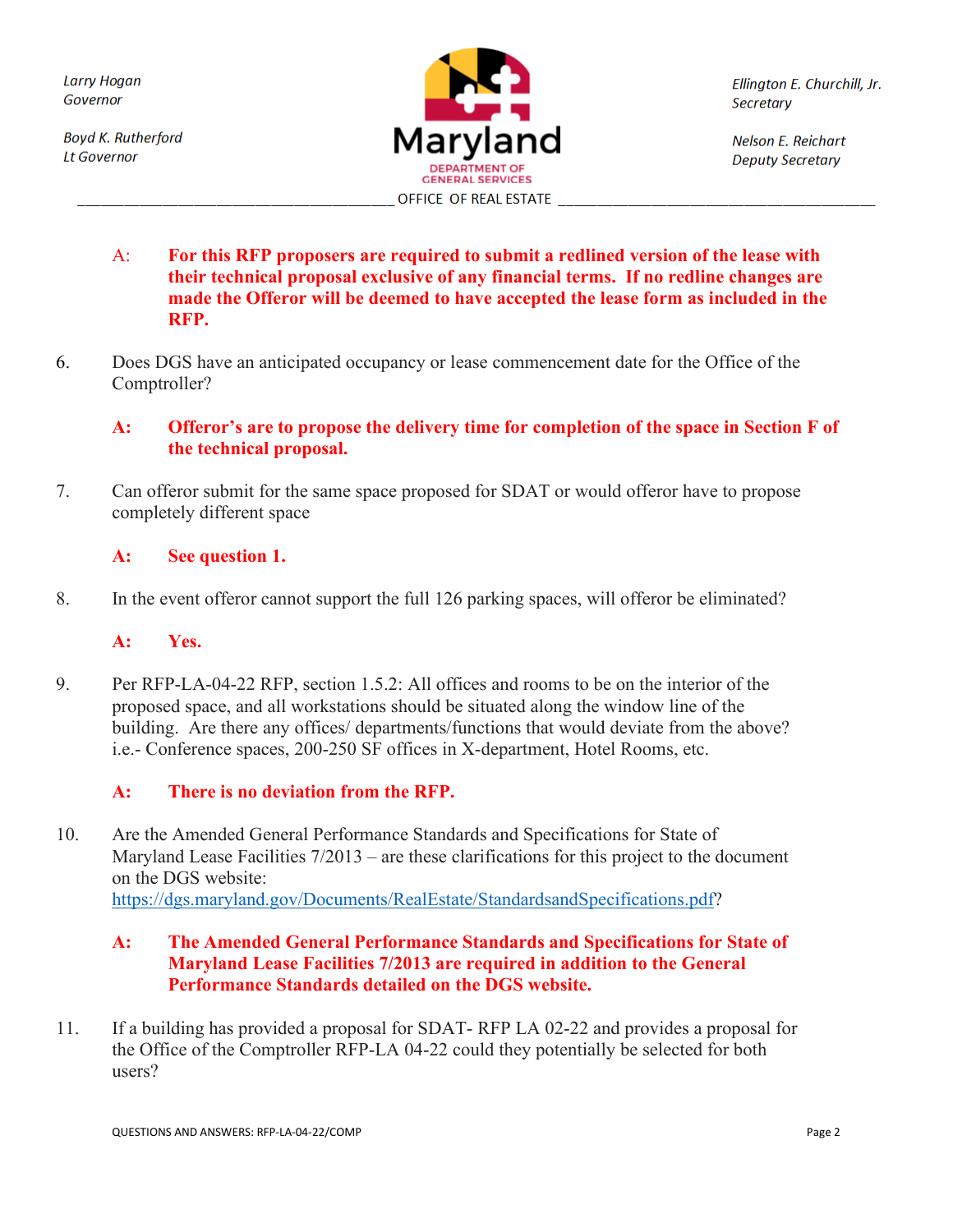A: **For this RFP proposers are required to submit a redlined version of the lease with their technical proposal exclusive of any financial terms. If no redline changes are made the Offeror will be deemed to have accepted the lease form as included in the RFP.**

6. Does DGS have an anticipated occupancy or lease commencement date for the Office of the Comptroller?

   **A: Offeror's are to propose the delivery time for completion of the space in Section F of the technical proposal.**

7. Can offeror submit for the same space proposed for SDAT or would offeror have to propose completely different space

   **A: See question 1.**

8. In the event offeror cannot support the full 126 parking spaces, will offeror be eliminated?

   **A: Yes.**

9. Per RFP-LA-04-22 RFP, section 1.5.2: All offices and rooms to be on the interior of the proposed space, and all workstations should be situated along the window line of the building. Are there any offices/ departments/functions that would deviate from the above? i.e.- Conference spaces, 200-250 SF offices in X-department, Hotel Rooms, etc.

   **A: There is no deviation from the RFP.**

10. Are the Amended General Performance Standards and Specifications for State of Maryland Lease Facilities 7/2013 – are these clarifications for this project to the document on the DGS website: https://dgs.maryland.gov/Documents/RealEstate/StandardsandSpecifications.pdf?

    **A: The Amended General Performance Standards and Specifications for State of Maryland Lease Facilities 7/2013 are required in addition to the General Performance Standards detailed on the DGS website.**

11. If a building has provided a proposal for SDAT- RFP LA 02-22 and provides a proposal for the Office of the Comptroller RFP-LA 04-22 could they potentially be selected for both users?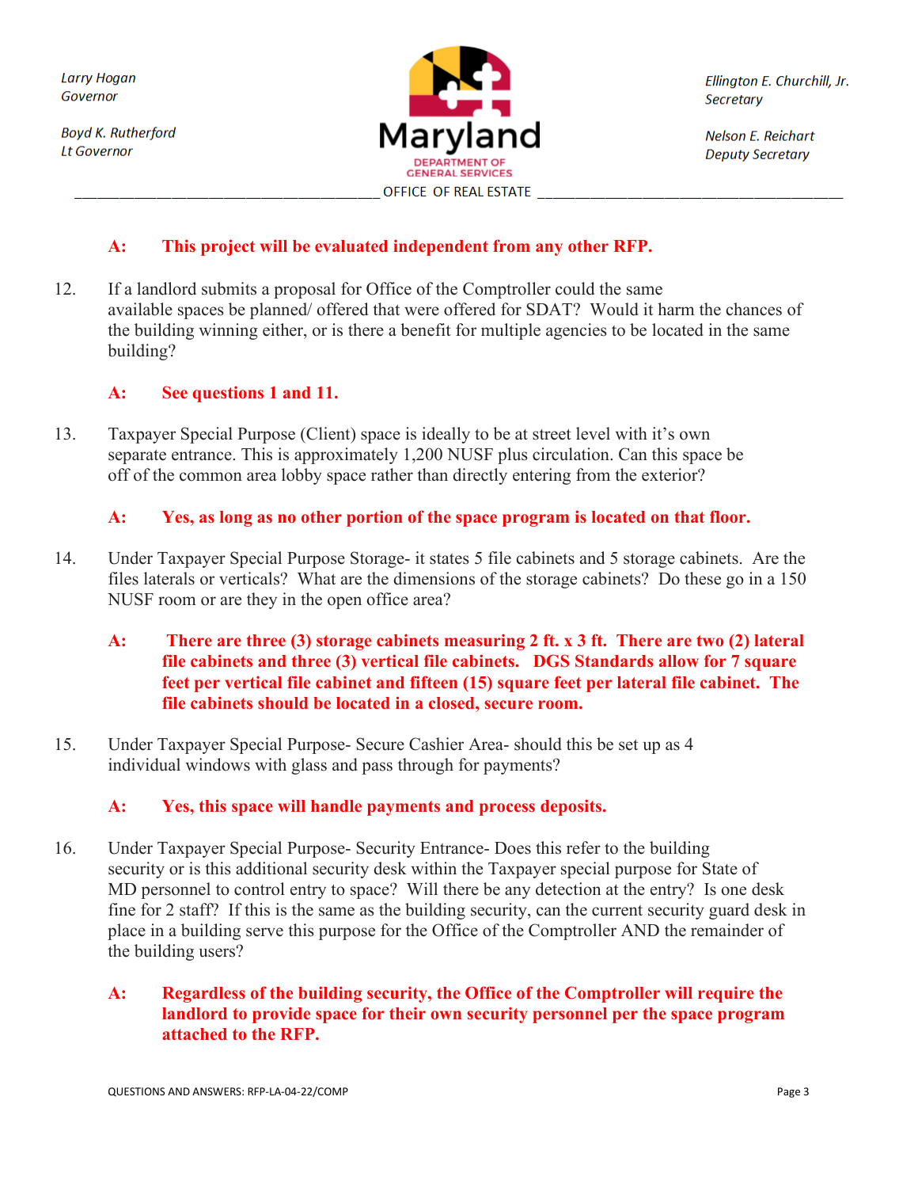**A: This project will be evaluated independent from any other RFP.**

12. If a landlord submits a proposal for Office of the Comptroller could the same available spaces be planned/ offered that were offered for SDAT? Would it harm the chances of the building winning either, or is there a benefit for multiple agencies to be located in the same building?

    **A: See questions 1 and 11.**

13. Taxpayer Special Purpose (Client) space is ideally to be at street level with it's own separate entrance. This is approximately 1,200 NUSF plus circulation. Can this space be off of the common area lobby space rather than directly entering from the exterior?

    **A: Yes, as long as no other portion of the space program is located on that floor.**

14. Under Taxpayer Special Purpose Storage- it states 5 file cabinets and 5 storage cabinets. Are the files laterals or verticals? What are the dimensions of the storage cabinets? Do these go in a 150 NUSF room or are they in the open office area?

    **A: There are three (3) storage cabinets measuring 2 ft. x 3 ft. There are two (2) lateral file cabinets and three (3) vertical file cabinets. DGS Standards allow for 7 square feet per vertical file cabinet and fifteen (15) square feet per lateral file cabinet. The file cabinets should be located in a closed, secure room.**

15. Under Taxpayer Special Purpose- Secure Cashier Area- should this be set up as 4 individual windows with glass and pass through for payments?

    **A: Yes, this space will handle payments and process deposits.**

16. Under Taxpayer Special Purpose- Security Entrance- Does this refer to the building security or is this additional security desk within the Taxpayer special purpose for State of MD personnel to control entry to space? Will there be any detection at the entry? Is one desk fine for 2 staff? If this is the same as the building security, can the current security guard desk in place in a building serve this purpose for the Office of the Comptroller AND the remainder of the building users?

    **A: Regardless of the building security, the Office of the Comptroller will require the landlord to provide space for their own security personnel per the space program attached to the RFP.**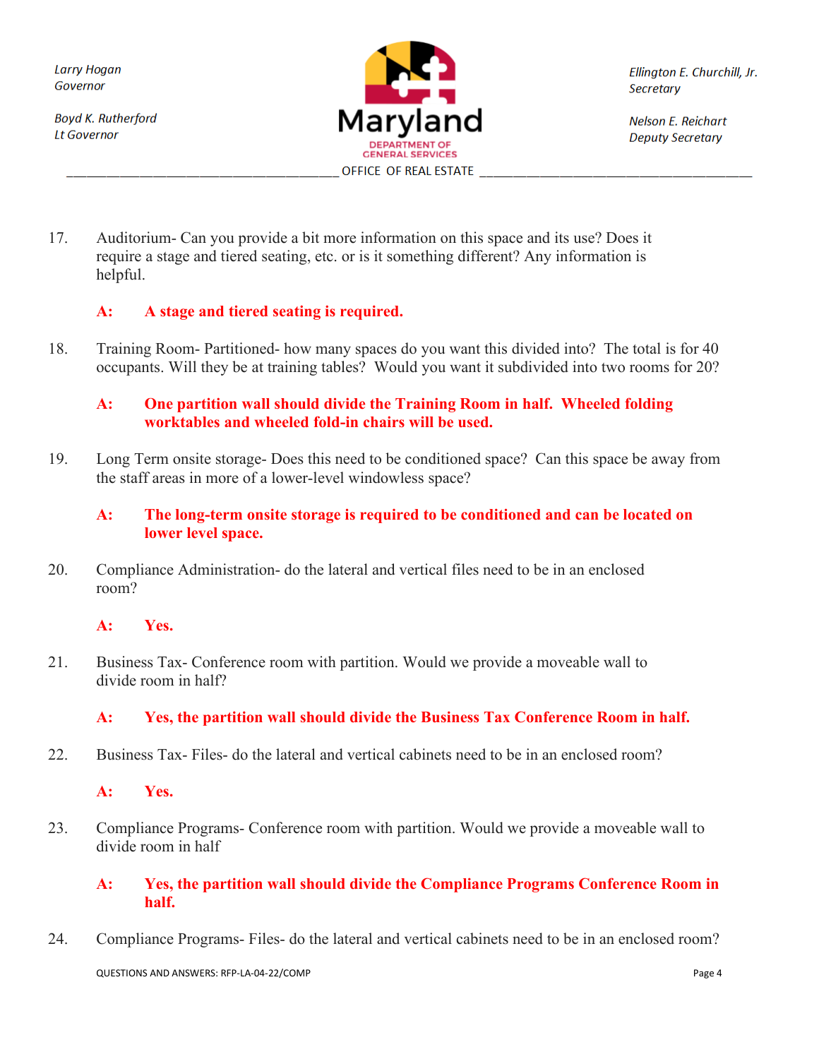17. Auditorium- Can you provide a bit more information on this space and its use? Does it require a stage and tiered seating, etc. or is it something different? Any information is helpful.

    **A: A stage and tiered seating is required.**

18. Training Room- Partitioned- how many spaces do you want this divided into? The total is for 40 occupants. Will they be at training tables? Would you want it subdivided into two rooms for 20?

    **A: One partition wall should divide the Training Room in half. Wheeled folding worktables and wheeled fold-in chairs will be used.**

19. Long Term onsite storage- Does this need to be conditioned space? Can this space be away from the staff areas in more of a lower-level windowless space?

    **A: The long-term onsite storage is required to be conditioned and can be located on lower level space.**

20. Compliance Administration- do the lateral and vertical files need to be in an enclosed room?

    **A: Yes.**

21. Business Tax- Conference room with partition. Would we provide a moveable wall to divide room in half?

    **A: Yes, the partition wall should divide the Business Tax Conference Room in half.**

22. Business Tax- Files- do the lateral and vertical cabinets need to be in an enclosed room?

    **A: Yes.**

23. Compliance Programs- Conference room with partition. Would we provide a moveable wall to divide room in half

    **A: Yes, the partition wall should divide the Compliance Programs Conference Room in half.**

24. Compliance Programs- Files- do the lateral and vertical cabinets need to be in an enclosed room?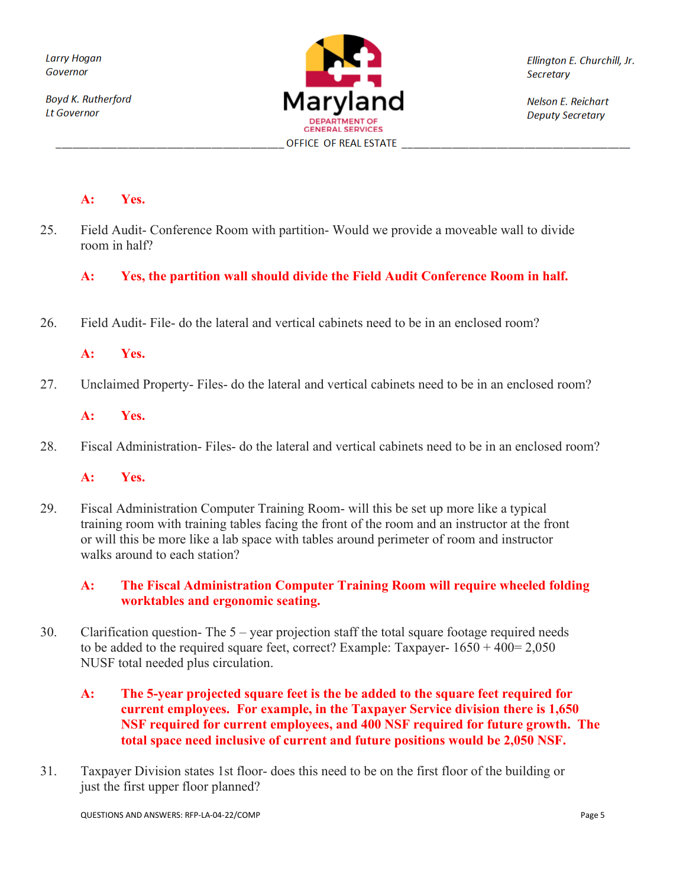**A: Yes.**

25. Field Audit- Conference Room with partition- Would we provide a moveable wall to divide room in half?

    **A: Yes, the partition wall should divide the Field Audit Conference Room in half.**

26. Field Audit- File- do the lateral and vertical cabinets need to be in an enclosed room?

    **A: Yes.**

27. Unclaimed Property- Files- do the lateral and vertical cabinets need to be in an enclosed room?

    **A: Yes.**

28. Fiscal Administration- Files- do the lateral and vertical cabinets need to be in an enclosed room?

    **A: Yes.**

29. Fiscal Administration Computer Training Room- will this be set up more like a typical training room with training tables facing the front of the room and an instructor at the front or will this be more like a lab space with tables around perimeter of room and instructor walks around to each station?

    **A: The Fiscal Administration Computer Training Room will require wheeled folding worktables and ergonomic seating.**

30. Clarification question- The 5 – year projection staff the total square footage required needs to be added to the required square feet, correct? Example: Taxpayer- 1650 + 400= 2,050 NUSF total needed plus circulation.

    **A: The 5-year projected square feet is the be added to the square feet required for current employees. For example, in the Taxpayer Service division there is 1,650 NSF required for current employees, and 400 NSF required for future growth. The total space need inclusive of current and future positions would be 2,050 NSF.**

31. Taxpayer Division states 1st floor- does this need to be on the first floor of the building or just the first upper floor planned?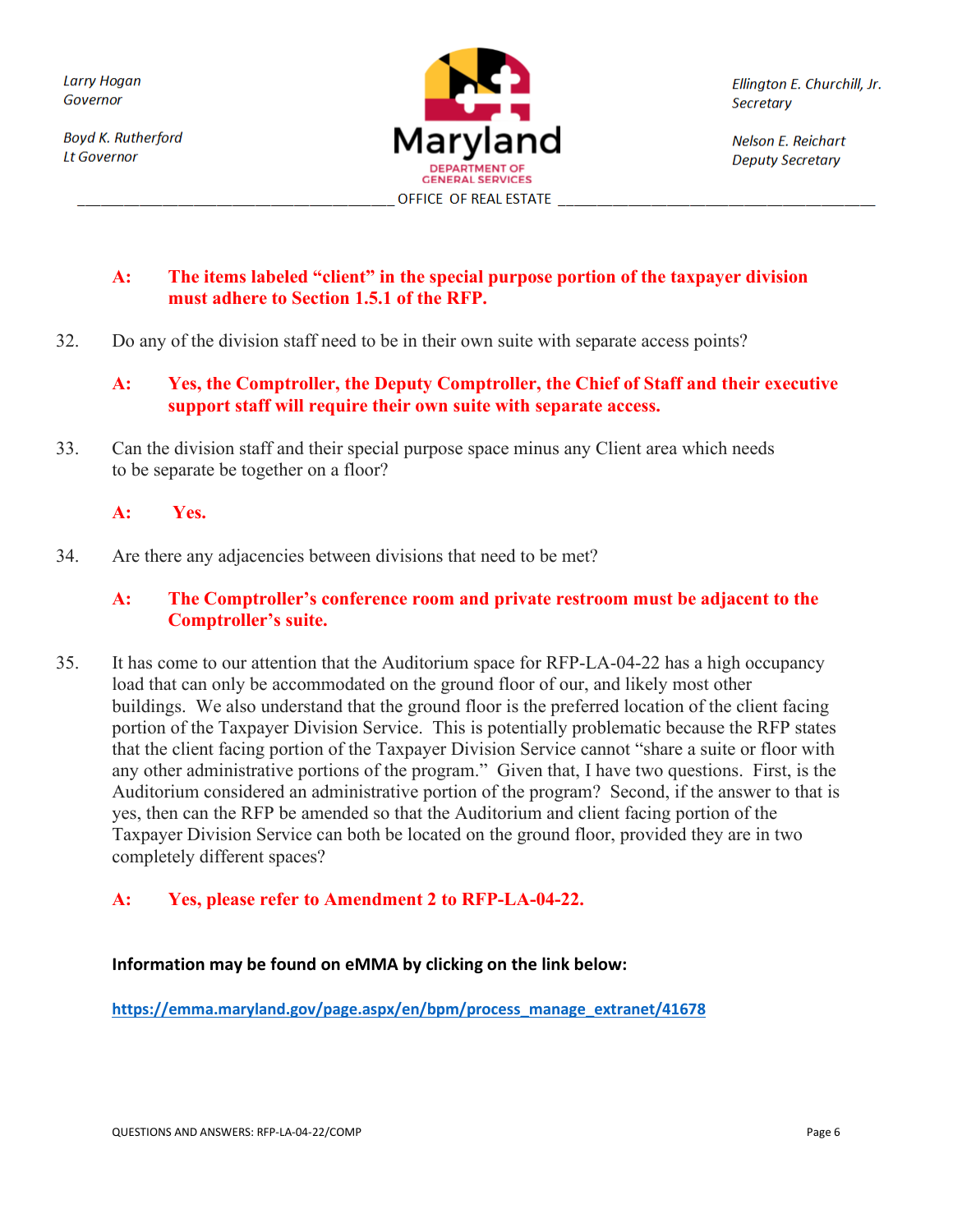**A: The items labeled "client" in the special purpose portion of the taxpayer division must adhere to Section 1.5.1 of the RFP.**

32. Do any of the division staff need to be in their own suite with separate access points?

    **A: Yes, the Comptroller, the Deputy Comptroller, the Chief of Staff and their executive support staff will require their own suite with separate access.**

33. Can the division staff and their special purpose space minus any Client area which needs to be separate be together on a floor?

    **A: Yes.**

34. Are there any adjacencies between divisions that need to be met?

    **A: The Comptroller's conference room and private restroom must be adjacent to the Comptroller's suite.**

35. It has come to our attention that the Auditorium space for RFP-LA-04-22 has a high occupancy load that can only be accommodated on the ground floor of our, and likely most other buildings. We also understand that the ground floor is the preferred location of the client facing portion of the Taxpayer Division Service. This is potentially problematic because the RFP states that the client facing portion of the Taxpayer Division Service cannot "share a suite or floor with any other administrative portions of the program." Given that, I have two questions. First, is the Auditorium considered an administrative portion of the program? Second, if the answer to that is yes, then can the RFP be amended so that the Auditorium and client facing portion of the Taxpayer Division Service can both be located on the ground floor, provided they are in two completely different spaces?

    **A: Yes, please refer to Amendment 2 to RFP-LA-04-22.**

**Information may be found on eMMA by clicking on the link below:**

**https://emma.maryland.gov/page.aspx/en/bpm/process_manage_extranet/41678**